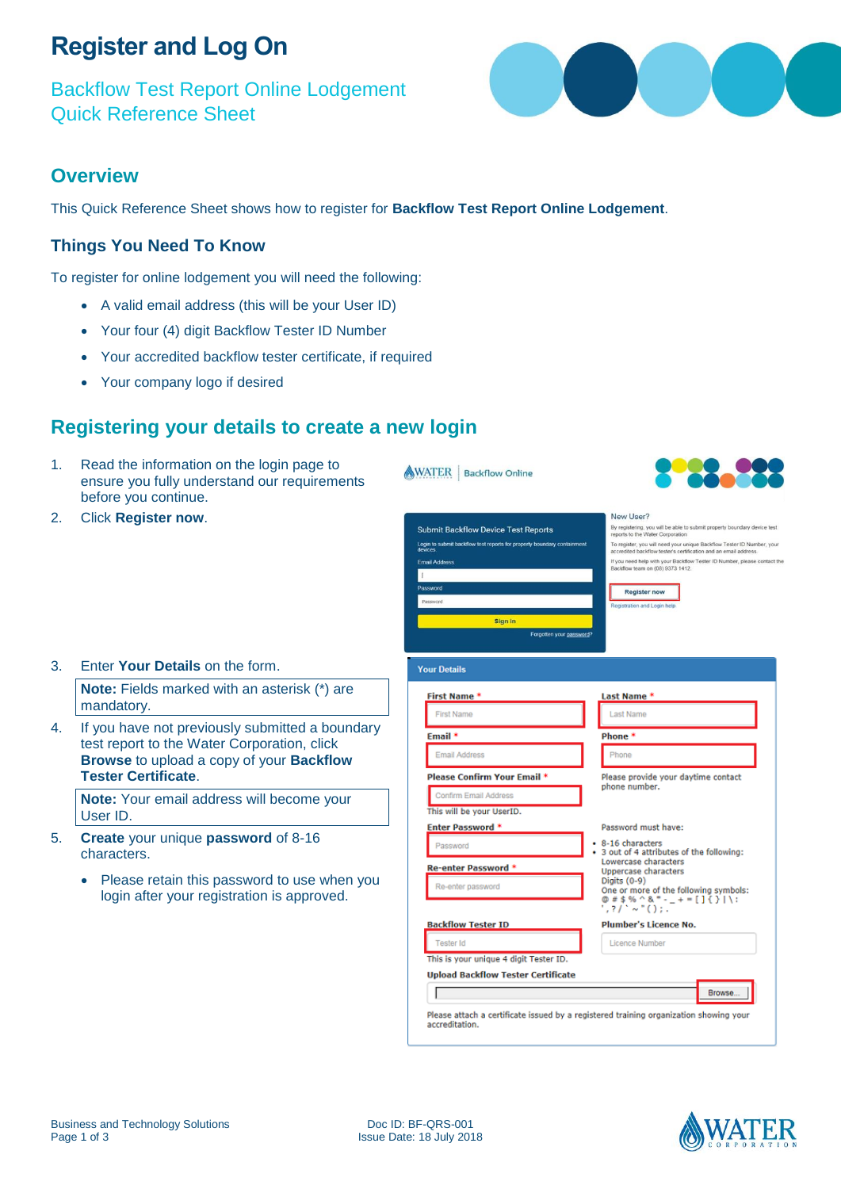# Register and Log On

## Backflow Test Report Online Lodgement Quick Reference Sheet

## Overview

This Quick Reference Sheet shows how to register for **Backflow Test Report Online Lodgement**.

### Things You Need To Know

To register for online lodgement you will need the following:

- A valid email address (this will be your User ID)
- Your four (4) digit Backflow Tester ID Number
- Your accredited backflow tester certificate, if required
- Your company logo if desired

## Registering your details to create a new login

1. Read the information on the login page to ensure you fully understand our requirements before you continue.
2. Click **Register now**.
3. Enter **Your Details** on the form.

   **Note:** Fields marked with an asterisk (*) are mandatory.

4. If you have not previously submitted a boundary test report to the Water Corporation, click **Browse** to upload a copy of your **Backflow Tester Certificate**.

   **Note:** Your email address will become your User ID.

5. **Create** your unique **password** of 8-16 characters.
   - Please retain this password to use when you login after your registration is approved.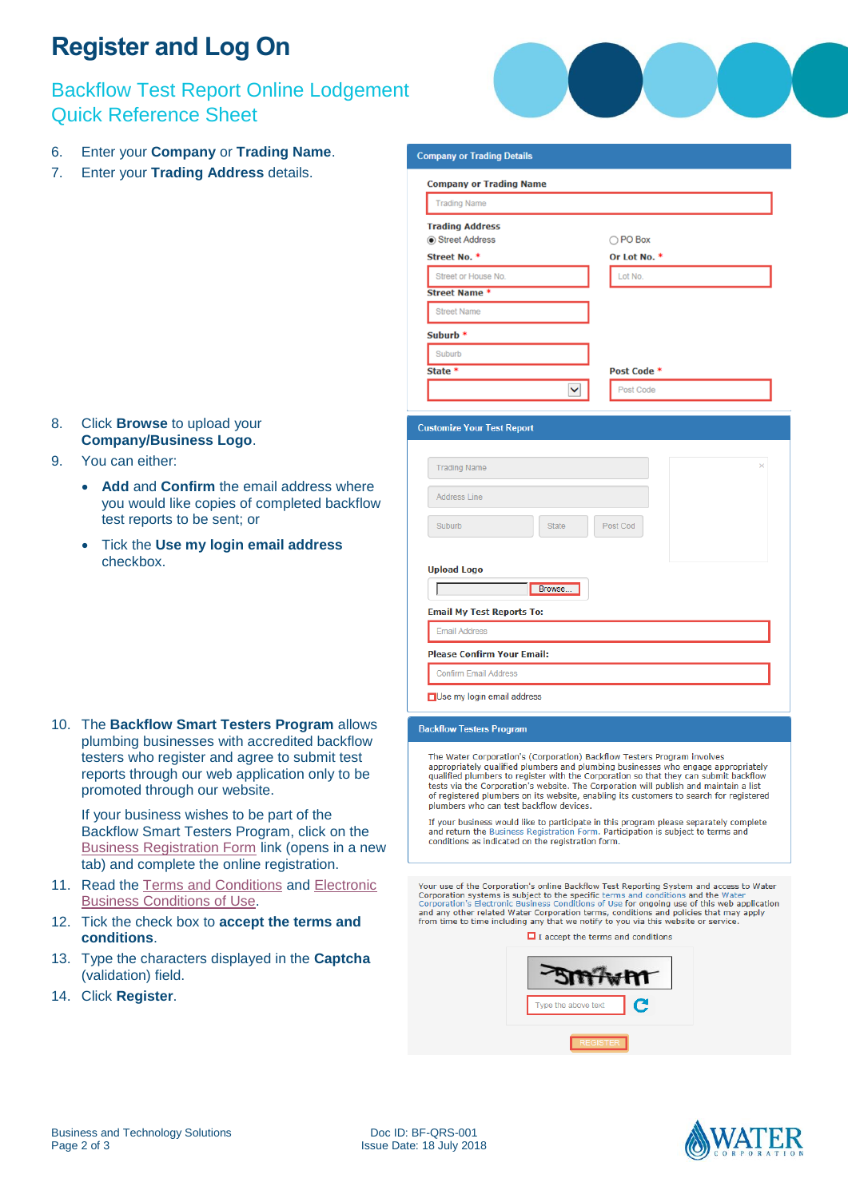# Register and Log On

## Backflow Test Report Online Lodgement Quick Reference Sheet

6. Enter your **Company** or **Trading Name**.
7. Enter your **Trading Address** details.

**Company or Trading Details**

Company or Trading Name

Trading Address

Street Address | PO Box

Street No. * | Or Lot No. *

Street Name *

Suburb *

State * | Post Code *

8. Click **Browse** to upload your **Company/Business Logo**.
9. You can either:
   - **Add** and **Confirm** the email address where you would like copies of completed backflow test reports to be sent; or
   - Tick the **Use my login email address** checkbox.

**Customize Your Test Report**

Upload Logo

Email My Test Reports To:

Please Confirm Your Email:

Use my login email address

10. The **Backflow Smart Testers Program** allows plumbing businesses with accredited backflow testers who register and agree to submit test reports through our web application only to be promoted through our website.

    If your business wishes to be part of the Backflow Smart Testers Program, click on the Business Registration Form link (opens in a new tab) and complete the online registration.
11. Read the Terms and Conditions and Electronic Business Conditions of Use.
12. Tick the check box to **accept the terms and conditions**.
13. Type the characters displayed in the **Captcha** (validation) field.
14. Click **Register**.

**Backflow Testers Program**

The Water Corporation's (Corporation) Backflow Testers Program involves appropriately qualified plumbers and plumbing businesses who engage appropriately qualified plumbers to register with the Corporation so that they can submit backflow tests via the Corporation's website. The Corporation will publish and maintain a list of registered plumbers on its website, enabling its customers to search for registered plumbers who can test backflow devices.

If your business would like to participate in this program please separately complete and return the Business Registration Form. Participation is subject to terms and conditions as indicated on the registration form.

Your use of the Corporation's online Backflow Test Reporting System and access to Water Corporation systems is subject to the specific terms and conditions and the Water Corporation's Electronic Business Conditions of Use for ongoing use of this web application and any other related Water Corporation terms, conditions and policies that may apply from time to time including any that we notify to you via this website or service.

I accept the terms and conditions

REGISTER

Business and Technology Solutions

Doc ID: BF-QRS-001
Issue Date: 18 July 2018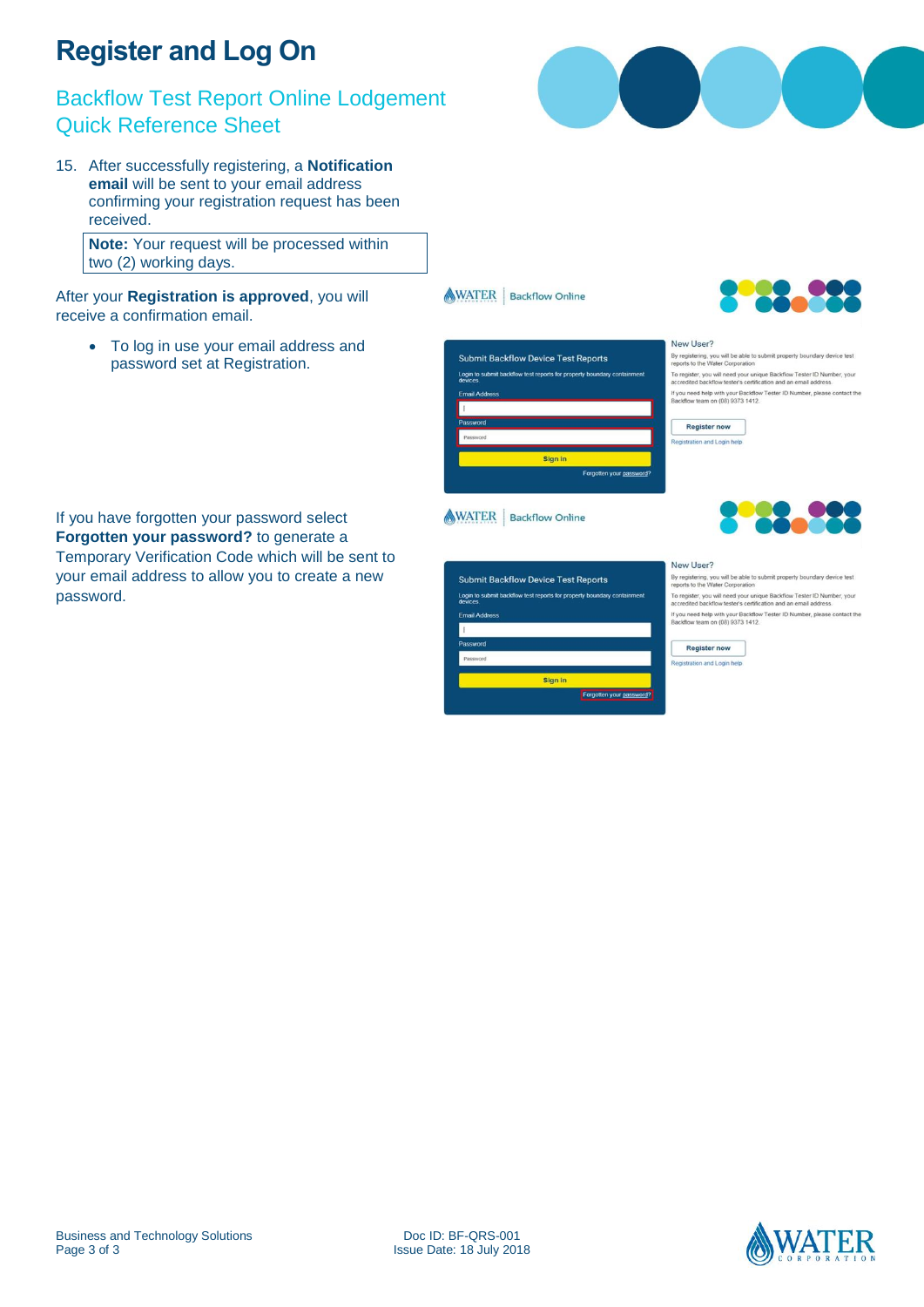# Register and Log On

## Backflow Test Report Online Lodgement Quick Reference Sheet

15. After successfully registering, a **Notification email** will be sent to your email address confirming your registration request has been received.

> **Note:** Your request will be processed within two (2) working days.

After your **Registration is approved**, you will receive a confirmation email.

- To log in use your email address and password set at Registration.

If you have forgotten your password select **Forgotten your password?** to generate a Temporary Verification Code which will be sent to your email address to allow you to create a new password.

Business and Technology Solutions
Doc ID: BF-QRS-001
Issue Date: 18 July 2018